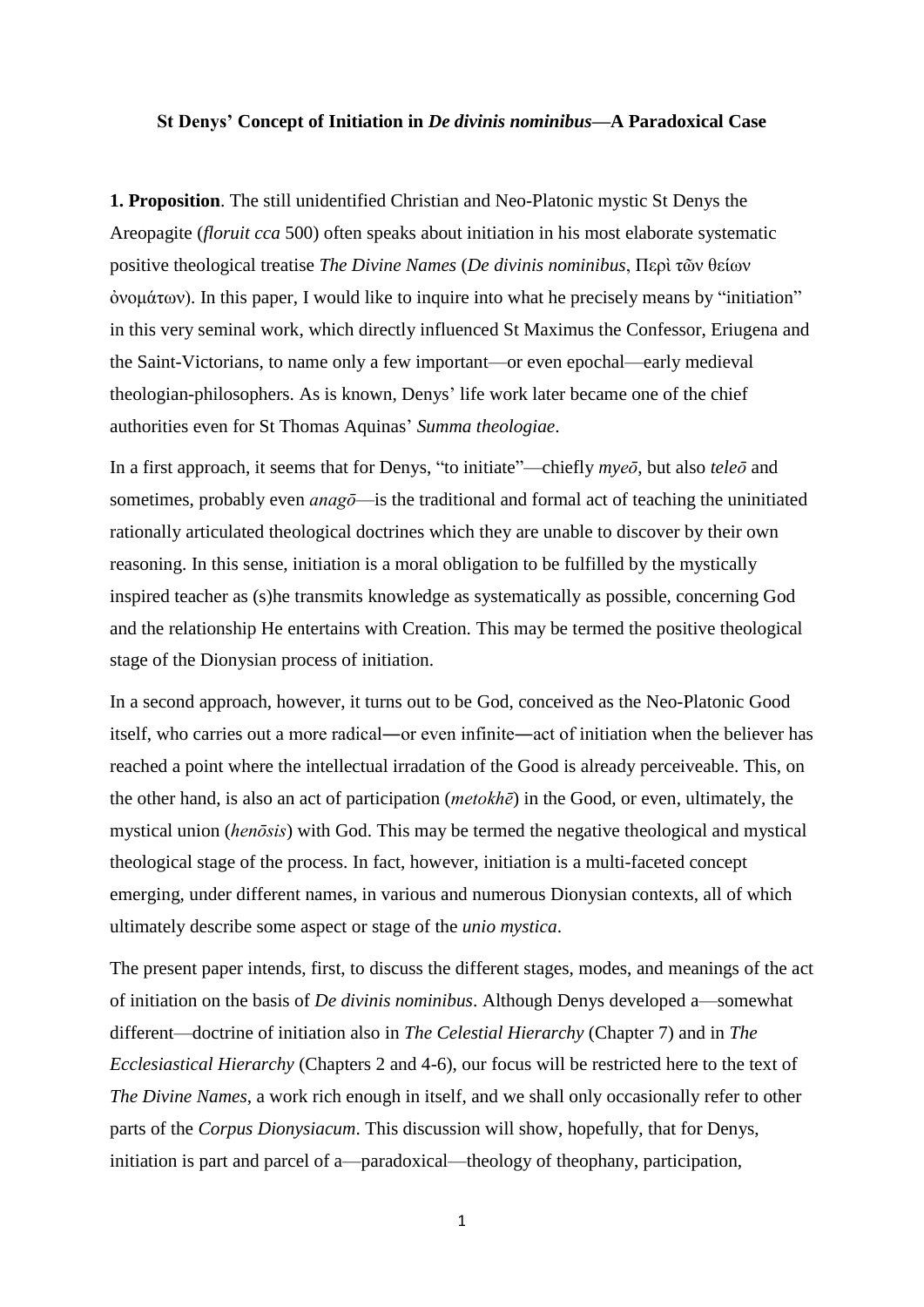**St Denys' Concept of Initiation in *De divinis nominibus*—A Paradoxical Case**

**1. Proposition**. The still unidentified Christian and Neo-Platonic mystic St Denys the Areopagite (*floruit cca* 500) often speaks about initiation in his most elaborate systematic positive theological treatise *The Divine Names* (*De divinis nominibus*, Περὶ τῶν θείων ὀνομάτων). In this paper, I would like to inquire into what he precisely means by "initiation" in this very seminal work, which directly influenced St Maximus the Confessor, Eriugena and the Saint-Victorians, to name only a few important—or even epochal—early medieval theologian-philosophers. As is known, Denys' life work later became one of the chief authorities even for St Thomas Aquinas' *Summa theologiae*.

In a first approach, it seems that for Denys, "to initiate"—chiefly *myeō*, but also *teleō* and sometimes, probably even *anagō*—is the traditional and formal act of teaching the uninitiated rationally articulated theological doctrines which they are unable to discover by their own reasoning. In this sense, initiation is a moral obligation to be fulfilled by the mystically inspired teacher as (s)he transmits knowledge as systematically as possible, concerning God and the relationship He entertains with Creation. This may be termed the positive theological stage of the Dionysian process of initiation.

In a second approach, however, it turns out to be God, conceived as the Neo-Platonic Good itself, who carries out a more radical―or even infinite―act of initiation when the believer has reached a point where the intellectual irradation of the Good is already perceiveable. This, on the other hand, is also an act of participation (*metokhē*) in the Good, or even, ultimately, the mystical union (*henōsis*) with God. This may be termed the negative theological and mystical theological stage of the process. In fact, however, initiation is a multi-faceted concept emerging, under different names, in various and numerous Dionysian contexts, all of which ultimately describe some aspect or stage of the *unio mystica*.

The present paper intends, first, to discuss the different stages, modes, and meanings of the act of initiation on the basis of *De divinis nominibus*. Although Denys developed a—somewhat different—doctrine of initiation also in *The Celestial Hierarchy* (Chapter 7) and in *The Ecclesiastical Hierarchy* (Chapters 2 and 4-6), our focus will be restricted here to the text of *The Divine Names*, a work rich enough in itself, and we shall only occasionally refer to other parts of the *Corpus Dionysiacum*. This discussion will show, hopefully, that for Denys, initiation is part and parcel of a—paradoxical—theology of theophany, participation,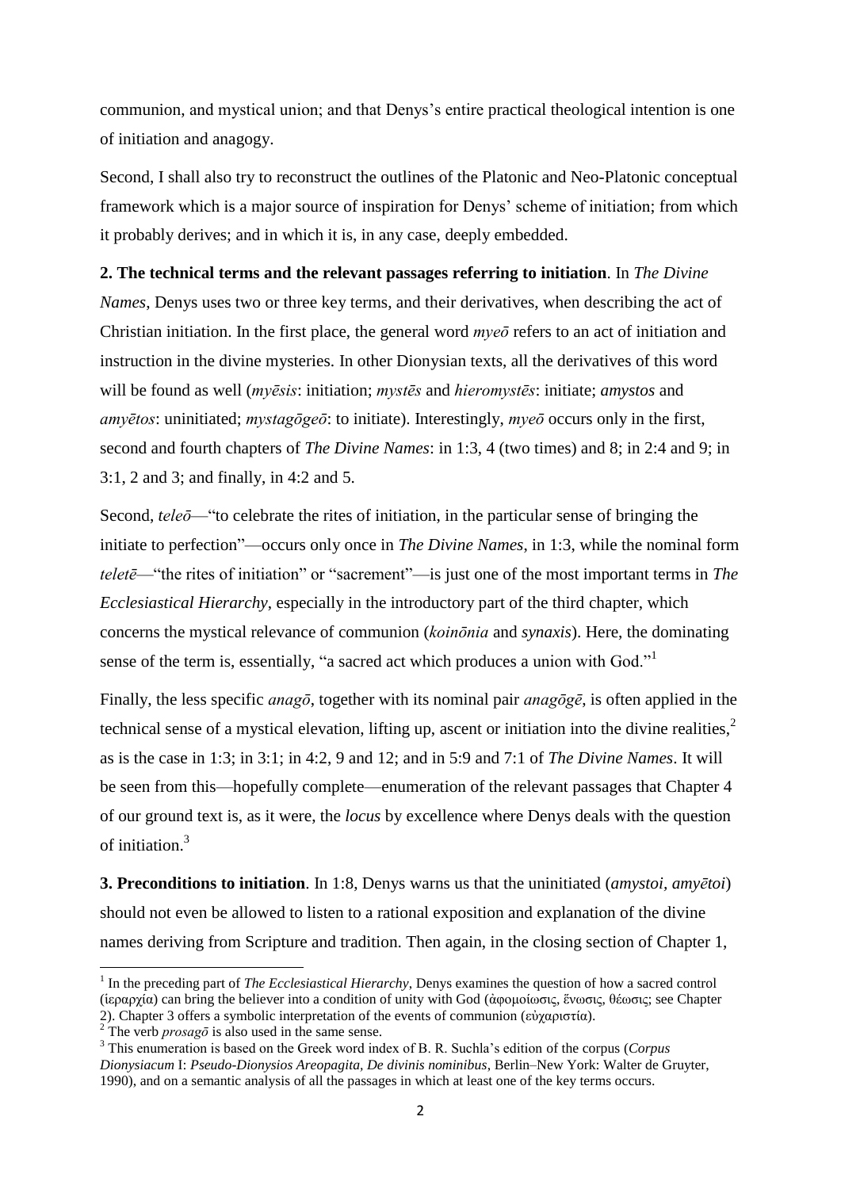communion, and mystical union; and that Denys's entire practical theological intention is one of initiation and anagogy.

Second, I shall also try to reconstruct the outlines of the Platonic and Neo-Platonic conceptual framework which is a major source of inspiration for Denys' scheme of initiation; from which it probably derives; and in which it is, in any case, deeply embedded.

**2. The technical terms and the relevant passages referring to initiation**. In *The Divine Names*, Denys uses two or three key terms, and their derivatives, when describing the act of Christian initiation. In the first place, the general word *myeō* refers to an act of initiation and instruction in the divine mysteries. In other Dionysian texts, all the derivatives of this word will be found as well (*myēsis*: initiation; *mystēs* and *hieromystēs*: initiate; *amystos* and *amyētos*: uninitiated; *mystagōgeō*: to initiate). Interestingly, *myeō* occurs only in the first, second and fourth chapters of *The Divine Names*: in 1:3, 4 (two times) and 8; in 2:4 and 9; in 3:1, 2 and 3; and finally, in 4:2 and 5.

Second, *teleō*—"to celebrate the rites of initiation, in the particular sense of bringing the initiate to perfection"—occurs only once in *The Divine Names*, in 1:3, while the nominal form *teletē*—"the rites of initiation" or "sacrement"—is just one of the most important terms in *The Ecclesiastical Hierarchy*, especially in the introductory part of the third chapter, which concerns the mystical relevance of communion (*koinōnia* and *synaxis*). Here, the dominating sense of the term is, essentially, "a sacred act which produces a union with God."[1]

Finally, the less specific *anagō*, together with its nominal pair *anagōgē*, is often applied in the technical sense of a mystical elevation, lifting up, ascent or initiation into the divine realities,[2] as is the case in 1:3; in 3:1; in 4:2, 9 and 12; and in 5:9 and 7:1 of *The Divine Names*. It will be seen from this—hopefully complete—enumeration of the relevant passages that Chapter 4 of our ground text is, as it were, the *locus* by excellence where Denys deals with the question of initiation.[3]

**3. Preconditions to initiation**. In 1:8, Denys warns us that the uninitiated (*amystoi*, *amyētoi*) should not even be allowed to listen to a rational exposition and explanation of the divine names deriving from Scripture and tradition. Then again, in the closing section of Chapter 1,

---

[1] In the preceding part of *The Ecclesiastical Hierarchy*, Denys examines the question of how a sacred control (ἱεραρχία) can bring the believer into a condition of unity with God (ἀφομοίωσις, ἕνωσις, θέωσις; see Chapter 2). Chapter 3 offers a symbolic interpretation of the events of communion (εὐχαριστία).

[2] The verb *prosagō* is also used in the same sense.

[3] This enumeration is based on the Greek word index of B. R. Suchla's edition of the corpus (*Corpus Dionysiacum* I: *Pseudo-Dionysios Areopagita, De divinis nominibus*, Berlin–New York: Walter de Gruyter, 1990), and on a semantic analysis of all the passages in which at least one of the key terms occurs.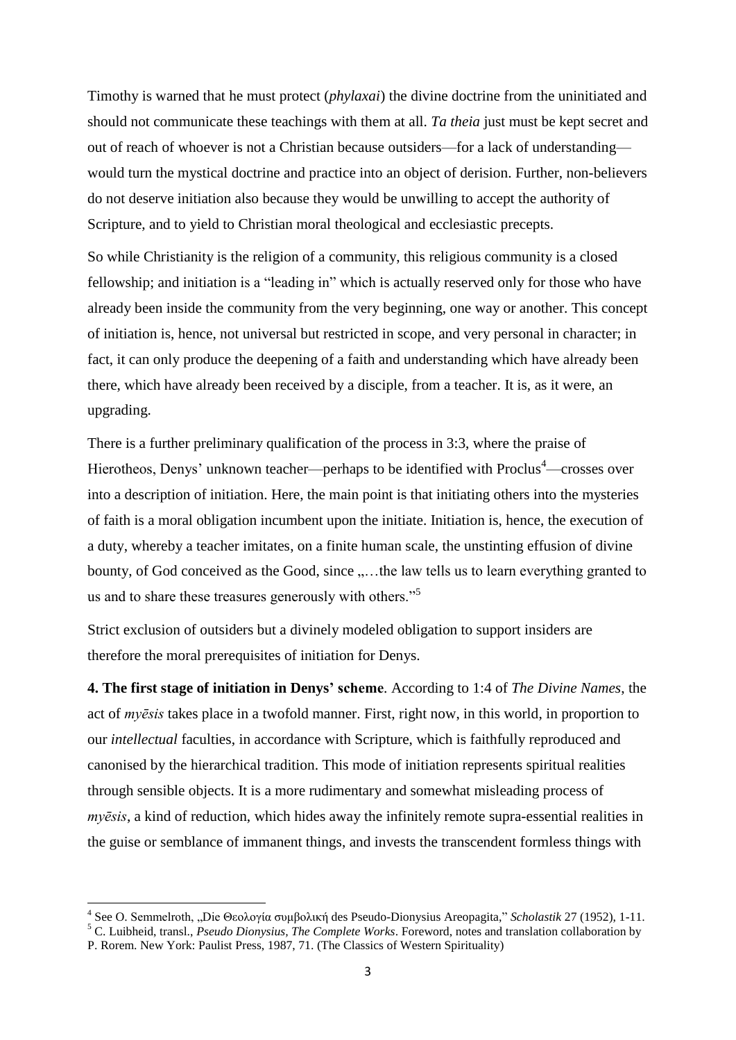Timothy is warned that he must protect (*phylaxai*) the divine doctrine from the uninitiated and should not communicate these teachings with them at all. *Ta theia* just must be kept secret and out of reach of whoever is not a Christian because outsiders—for a lack of understanding—would turn the mystical doctrine and practice into an object of derision. Further, non-believers do not deserve initiation also because they would be unwilling to accept the authority of Scripture, and to yield to Christian moral theological and ecclesiastic precepts.

So while Christianity is the religion of a community, this religious community is a closed fellowship; and initiation is a "leading in" which is actually reserved only for those who have already been inside the community from the very beginning, one way or another. This concept of initiation is, hence, not universal but restricted in scope, and very personal in character; in fact, it can only produce the deepening of a faith and understanding which have already been there, which have already been received by a disciple, from a teacher. It is, as it were, an upgrading.

There is a further preliminary qualification of the process in 3:3, where the praise of Hierotheos, Denys' unknown teacher—perhaps to be identified with Proclus[4]—crosses over into a description of initiation. Here, the main point is that initiating others into the mysteries of faith is a moral obligation incumbent upon the initiate. Initiation is, hence, the execution of a duty, whereby a teacher imitates, on a finite human scale, the unstinting effusion of divine bounty, of God conceived as the Good, since „…the law tells us to learn everything granted to us and to share these treasures generously with others."[5]

Strict exclusion of outsiders but a divinely modeled obligation to support insiders are therefore the moral prerequisites of initiation for Denys.

**4. The first stage of initiation in Denys' scheme**. According to 1:4 of *The Divine Names*, the act of *myēsis* takes place in a twofold manner. First, right now, in this world, in proportion to our *intellectual* faculties, in accordance with Scripture, which is faithfully reproduced and canonised by the hierarchical tradition. This mode of initiation represents spiritual realities through sensible objects. It is a more rudimentary and somewhat misleading process of *myēsis*, a kind of reduction, which hides away the infinitely remote supra-essential realities in the guise or semblance of immanent things, and invests the transcendent formless things with

[4] See O. Semmelroth, „Die Θεολογία συμβολική des Pseudo-Dionysius Areopagita," *Scholastik* 27 (1952), 1-11.

[5] C. Luibheid, transl., *Pseudo Dionysius, The Complete Works*. Foreword, notes and translation collaboration by P. Rorem. New York: Paulist Press, 1987, 71. (The Classics of Western Spirituality)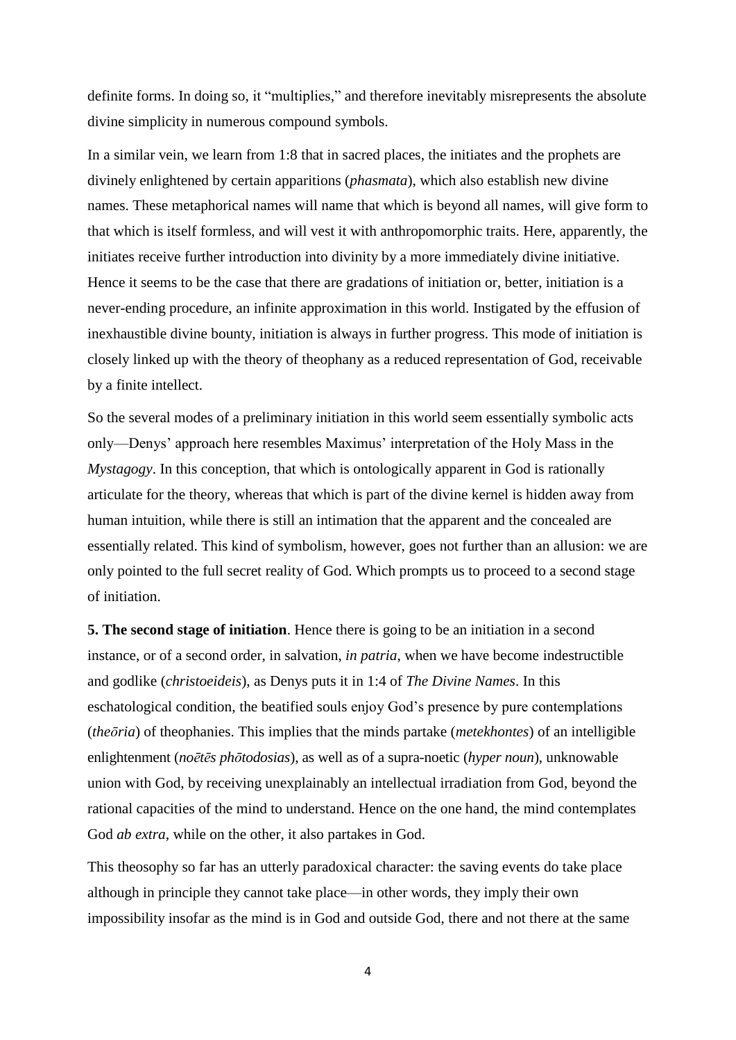definite forms. In doing so, it "multiplies," and therefore inevitably misrepresents the absolute divine simplicity in numerous compound symbols.

In a similar vein, we learn from 1:8 that in sacred places, the initiates and the prophets are divinely enlightened by certain apparitions (*phasmata*), which also establish new divine names. These metaphorical names will name that which is beyond all names, will give form to that which is itself formless, and will vest it with anthropomorphic traits. Here, apparently, the initiates receive further introduction into divinity by a more immediately divine initiative. Hence it seems to be the case that there are gradations of initiation or, better, initiation is a never-ending procedure, an infinite approximation in this world. Instigated by the effusion of inexhaustible divine bounty, initiation is always in further progress. This mode of initiation is closely linked up with the theory of theophany as a reduced representation of God, receivable by a finite intellect.

So the several modes of a preliminary initiation in this world seem essentially symbolic acts only—Denys' approach here resembles Maximus' interpretation of the Holy Mass in the *Mystagogy*. In this conception, that which is ontologically apparent in God is rationally articulate for the theory, whereas that which is part of the divine kernel is hidden away from human intuition, while there is still an intimation that the apparent and the concealed are essentially related. This kind of symbolism, however, goes not further than an allusion: we are only pointed to the full secret reality of God. Which prompts us to proceed to a second stage of initiation.

**5. The second stage of initiation**. Hence there is going to be an initiation in a second instance, or of a second order, in salvation, *in patria*, when we have become indestructible and godlike (*christoeideis*), as Denys puts it in 1:4 of *The Divine Names*. In this eschatological condition, the beatified souls enjoy God's presence by pure contemplations (*theōria*) of theophanies. This implies that the minds partake (*metekhontes*) of an intelligible enlightenment (*noētēs phōtodosias*), as well as of a supra-noetic (*hyper noun*), unknowable union with God, by receiving unexplainably an intellectual irradiation from God, beyond the rational capacities of the mind to understand. Hence on the one hand, the mind contemplates God *ab extra*, while on the other, it also partakes in God.

This theosophy so far has an utterly paradoxical character: the saving events do take place although in principle they cannot take place—in other words, they imply their own impossibility insofar as the mind is in God and outside God, there and not there at the same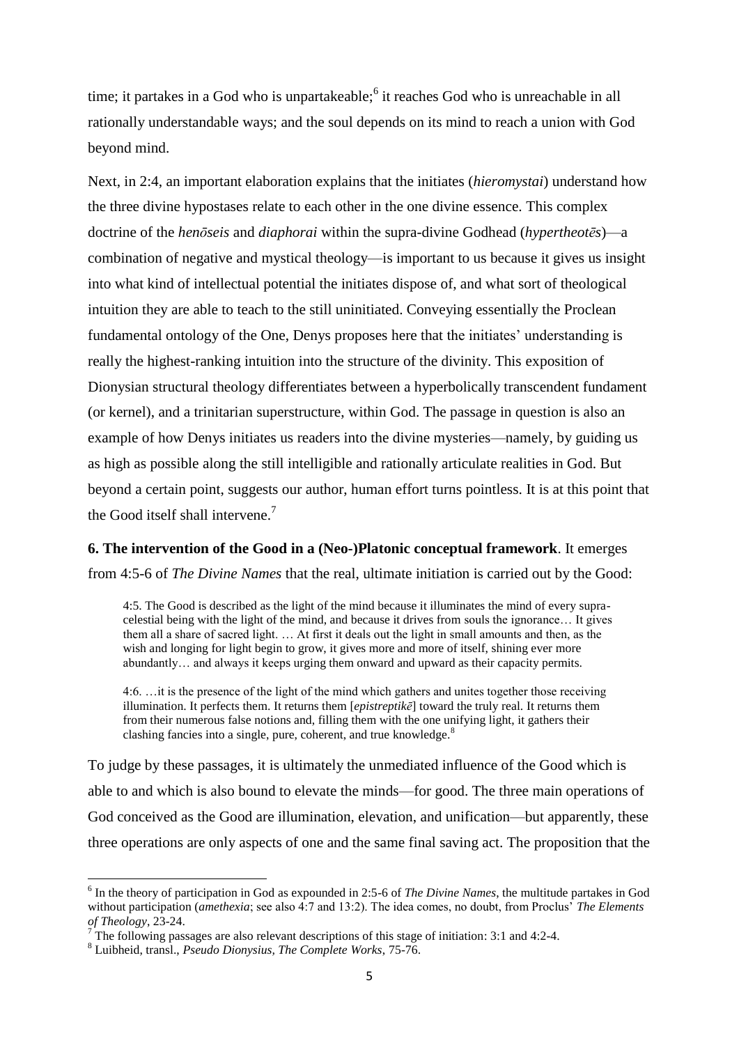time; it partakes in a God who is unpartakeable;[6] it reaches God who is unreachable in all rationally understandable ways; and the soul depends on its mind to reach a union with God beyond mind.

Next, in 2:4, an important elaboration explains that the initiates (*hieromystai*) understand how the three divine hypostases relate to each other in the one divine essence. This complex doctrine of the *henōseis* and *diaphorai* within the supra-divine Godhead (*hypertheotēs*)—a combination of negative and mystical theology—is important to us because it gives us insight into what kind of intellectual potential the initiates dispose of, and what sort of theological intuition they are able to teach to the still uninitiated. Conveying essentially the Proclean fundamental ontology of the One, Denys proposes here that the initiates' understanding is really the highest-ranking intuition into the structure of the divinity. This exposition of Dionysian structural theology differentiates between a hyperbolically transcendent fundament (or kernel), and a trinitarian superstructure, within God. The passage in question is also an example of how Denys initiates us readers into the divine mysteries—namely, by guiding us as high as possible along the still intelligible and rationally articulate realities in God. But beyond a certain point, suggests our author, human effort turns pointless. It is at this point that the Good itself shall intervene.[7]

**6. The intervention of the Good in a (Neo-)Platonic conceptual framework**. It emerges from 4:5-6 of *The Divine Names* that the real, ultimate initiation is carried out by the Good:

> 4:5. The Good is described as the light of the mind because it illuminates the mind of every supra-celestial being with the light of the mind, and because it drives from souls the ignorance… It gives them all a share of sacred light. … At first it deals out the light in small amounts and then, as the wish and longing for light begin to grow, it gives more and more of itself, shining ever more abundantly… and always it keeps urging them onward and upward as their capacity permits.
>
> 4:6. …it is the presence of the light of the mind which gathers and unites together those receiving illumination. It perfects them. It returns them [*epistreptikē*] toward the truly real. It returns them from their numerous false notions and, filling them with the one unifying light, it gathers their clashing fancies into a single, pure, coherent, and true knowledge.[8]

To judge by these passages, it is ultimately the unmediated influence of the Good which is able to and which is also bound to elevate the minds—for good. The three main operations of God conceived as the Good are illumination, elevation, and unification—but apparently, these three operations are only aspects of one and the same final saving act. The proposition that the

---

[6] In the theory of participation in God as expounded in 2:5-6 of *The Divine Names*, the multitude partakes in God without participation (*amethexia*; see also 4:7 and 13:2). The idea comes, no doubt, from Proclus' *The Elements of Theology*, 23-24.

[7] The following passages are also relevant descriptions of this stage of initiation: 3:1 and 4:2-4.

[8] Luibheid, transl., *Pseudo Dionysius, The Complete Works*, 75-76.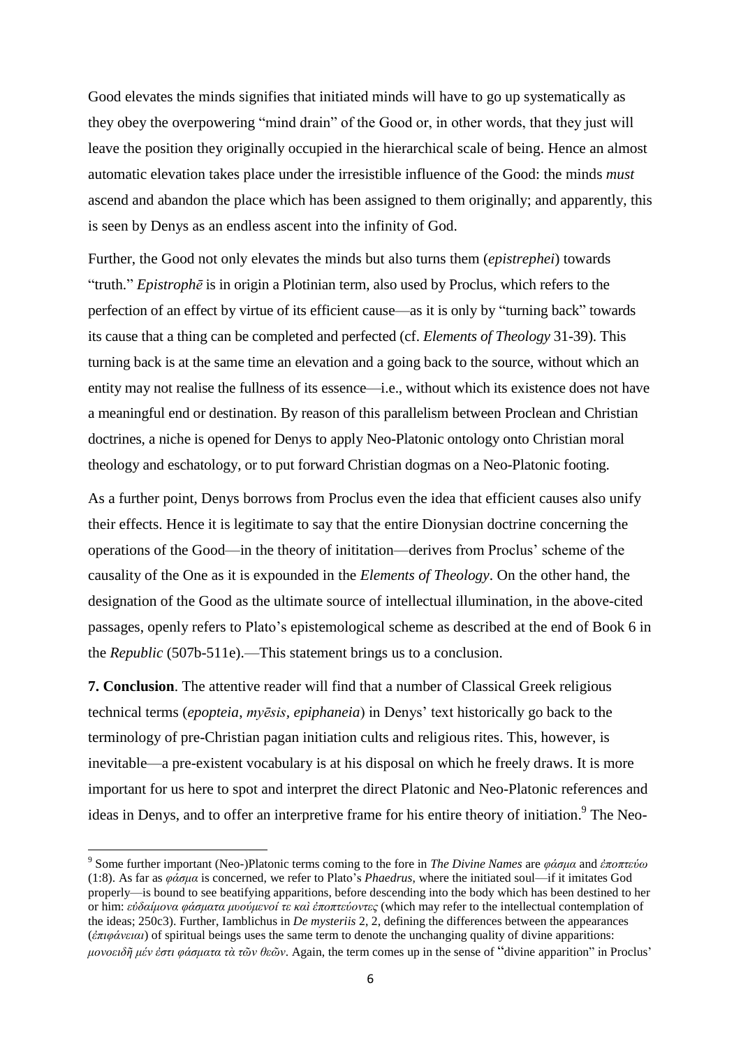Good elevates the minds signifies that initiated minds will have to go up systematically as they obey the overpowering "mind drain" of the Good or, in other words, that they just will leave the position they originally occupied in the hierarchical scale of being. Hence an almost automatic elevation takes place under the irresistible influence of the Good: the minds *must* ascend and abandon the place which has been assigned to them originally; and apparently, this is seen by Denys as an endless ascent into the infinity of God.

Further, the Good not only elevates the minds but also turns them (*epistrephei*) towards "truth." *Epistrophē* is in origin a Plotinian term, also used by Proclus, which refers to the perfection of an effect by virtue of its efficient cause—as it is only by "turning back" towards its cause that a thing can be completed and perfected (cf. *Elements of Theology* 31-39). This turning back is at the same time an elevation and a going back to the source, without which an entity may not realise the fullness of its essence—i.e., without which its existence does not have a meaningful end or destination. By reason of this parallelism between Proclean and Christian doctrines, a niche is opened for Denys to apply Neo-Platonic ontology onto Christian moral theology and eschatology, or to put forward Christian dogmas on a Neo-Platonic footing.

As a further point, Denys borrows from Proclus even the idea that efficient causes also unify their effects. Hence it is legitimate to say that the entire Dionysian doctrine concerning the operations of the Good—in the theory of inititation—derives from Proclus' scheme of the causality of the One as it is expounded in the *Elements of Theology*. On the other hand, the designation of the Good as the ultimate source of intellectual illumination, in the above-cited passages, openly refers to Plato's epistemological scheme as described at the end of Book 6 in the *Republic* (507b-511e).—This statement brings us to a conclusion.

**7. Conclusion**. The attentive reader will find that a number of Classical Greek religious technical terms (*epopteia*, *myēsis*, *epiphaneia*) in Denys' text historically go back to the terminology of pre-Christian pagan initiation cults and religious rites. This, however, is inevitable—a pre-existent vocabulary is at his disposal on which he freely draws. It is more important for us here to spot and interpret the direct Platonic and Neo-Platonic references and ideas in Denys, and to offer an interpretive frame for his entire theory of initiation.[9] The Neo-

[9] Some further important (Neo-)Platonic terms coming to the fore in *The Divine Names* are *φάσμα* and *ἐποπτεύω* (1:8). As far as *φάσμα* is concerned, we refer to Plato's *Phaedrus*, where the initiated soul—if it imitates God properly—is bound to see beatifying apparitions, before descending into the body which has been destined to her or him: *εὐδαίμονα φάσματα μυούμενοί τε καὶ ἐποπτεύοντες* (which may refer to the intellectual contemplation of the ideas; 250c3). Further, Iamblichus in *De mysteriis* 2, 2, defining the differences between the appearances (*ἐπιφάνειαι*) of spiritual beings uses the same term to denote the unchanging quality of divine apparitions: *μονοειδῆ μέν ἐστι φάσματα τὰ τῶν θεῶν*. Again, the term comes up in the sense of "divine apparition" in Proclus'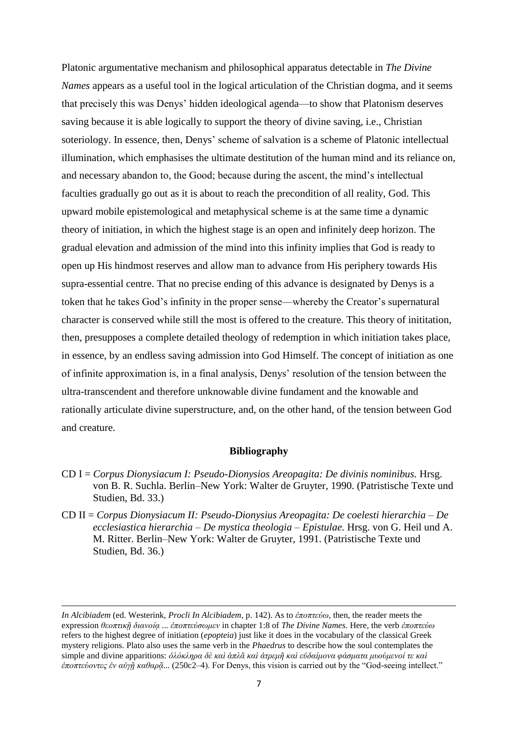Platonic argumentative mechanism and philosophical apparatus detectable in *The Divine Names* appears as a useful tool in the logical articulation of the Christian dogma, and it seems that precisely this was Denys' hidden ideological agenda—to show that Platonism deserves saving because it is able logically to support the theory of divine saving, i.e., Christian soteriology. In essence, then, Denys' scheme of salvation is a scheme of Platonic intellectual illumination, which emphasises the ultimate destitution of the human mind and its reliance on, and necessary abandon to, the Good; because during the ascent, the mind's intellectual faculties gradually go out as it is about to reach the precondition of all reality, God. This upward mobile epistemological and metaphysical scheme is at the same time a dynamic theory of initiation, in which the highest stage is an open and infinitely deep horizon. The gradual elevation and admission of the mind into this infinity implies that God is ready to open up His hindmost reserves and allow man to advance from His periphery towards His supra-essential centre. That no precise ending of this advance is designated by Denys is a token that he takes God's infinity in the proper sense—whereby the Creator's supernatural character is conserved while still the most is offered to the creature. This theory of inititation, then, presupposes a complete detailed theology of redemption in which initiation takes place, in essence, by an endless saving admission into God Himself. The concept of initiation as one of infinite approximation is, in a final analysis, Denys' resolution of the tension between the ultra-transcendent and therefore unknowable divine fundament and the knowable and rationally articulate divine superstructure, and, on the other hand, of the tension between God and creature.

## Bibliography

CD I = *Corpus Dionysiacum I: Pseudo-Dionysios Areopagita: De divinis nominibus.* Hrsg. von B. R. Suchla. Berlin–New York: Walter de Gruyter, 1990. (Patristische Texte und Studien, Bd. 33.)

CD II = *Corpus Dionysiacum II: Pseudo-Dionysius Areopagita: De coelesti hierarchia – De ecclesiastica hierarchia – De mystica theologia – Epistulae.* Hrsg. von G. Heil und A. M. Ritter. Berlin–New York: Walter de Gruyter, 1991. (Patristische Texte und Studien, Bd. 36.)

---

*In Alcibiadem* (ed. Westerink, *Procli In Alcibiadem*, p. 142). As to *ἐποπτεύω*, then, the reader meets the expression *θεοπτικῇ διανοίᾳ ... ἐποπτεύσωμεν* in chapter 1:8 of *The Divine Names*. Here, the verb *ἐποπτεύω* refers to the highest degree of initiation (*epopteia*) just like it does in the vocabulary of the classical Greek mystery religions. Plato also uses the same verb in the *Phaedrus* to describe how the soul contemplates the simple and divine apparitions: *ὁλόκληρα δὲ καὶ ἁπλᾶ καὶ ἀτρεμῆ καὶ εὐδαίμονα φάσματα μυούμενοί τε καὶ ἐποπτεύοντες ἐν αὐγῇ καθαρᾷ...* (250c2–4). For Denys, this vision is carried out by the "God-seeing intellect."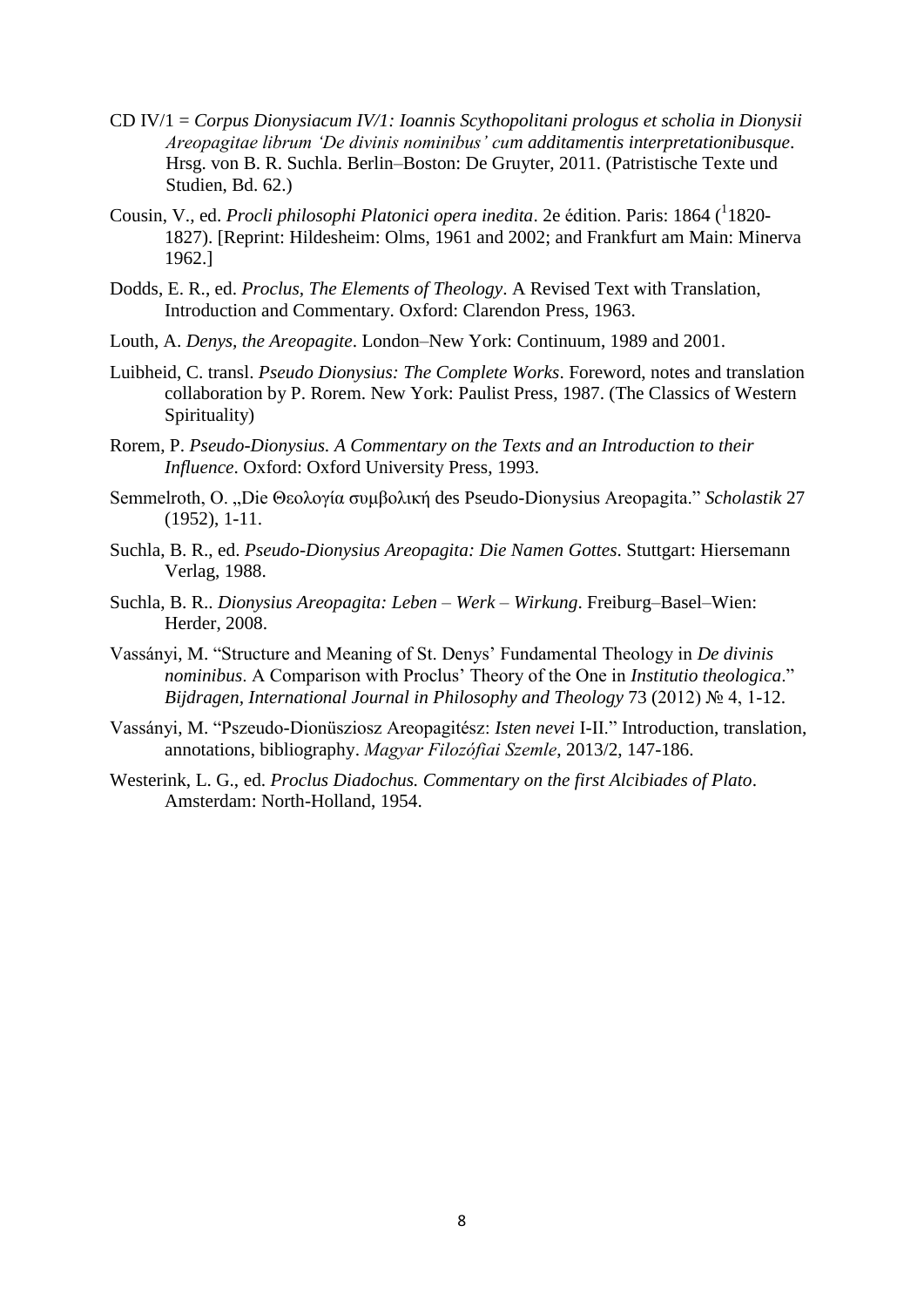CD IV/1 = *Corpus Dionysiacum IV/1: Ioannis Scythopolitani prologus et scholia in Dionysii Areopagitae librum 'De divinis nominibus' cum additamentis interpretationibusque*. Hrsg. von B. R. Suchla. Berlin–Boston: De Gruyter, 2011. (Patristische Texte und Studien, Bd. 62.)

Cousin, V., ed. *Procli philosophi Platonici opera inedita*. 2e édition. Paris: 1864 ([1]1820-1827). [Reprint: Hildesheim: Olms, 1961 and 2002; and Frankfurt am Main: Minerva 1962.]

Dodds, E. R., ed. *Proclus, The Elements of Theology*. A Revised Text with Translation, Introduction and Commentary. Oxford: Clarendon Press, 1963.

Louth, A. *Denys, the Areopagite*. London–New York: Continuum, 1989 and 2001.

Luibheid, C. transl. *Pseudo Dionysius: The Complete Works*. Foreword, notes and translation collaboration by P. Rorem. New York: Paulist Press, 1987. (The Classics of Western Spirituality)

Rorem, P. *Pseudo-Dionysius. A Commentary on the Texts and an Introduction to their Influence*. Oxford: Oxford University Press, 1993.

Semmelroth, O. „Die Θεολογία συμβολική des Pseudo-Dionysius Areopagita." *Scholastik* 27 (1952), 1-11.

Suchla, B. R., ed. *Pseudo-Dionysius Areopagita: Die Namen Gottes*. Stuttgart: Hiersemann Verlag, 1988.

Suchla, B. R.. *Dionysius Areopagita: Leben – Werk – Wirkung*. Freiburg–Basel–Wien: Herder, 2008.

Vassányi, M. "Structure and Meaning of St. Denys' Fundamental Theology in *De divinis nominibus*. A Comparison with Proclus' Theory of the One in *Institutio theologica*." *Bijdragen, International Journal in Philosophy and Theology* 73 (2012) № 4, 1-12.

Vassányi, M. "Pszeudo-Dionüsziosz Areopagitész: *Isten nevei* I-II." Introduction, translation, annotations, bibliography. *Magyar Filozófiai Szemle*, 2013/2, 147-186.

Westerink, L. G., ed. *Proclus Diadochus. Commentary on the first Alcibiades of Plato*. Amsterdam: North-Holland, 1954.